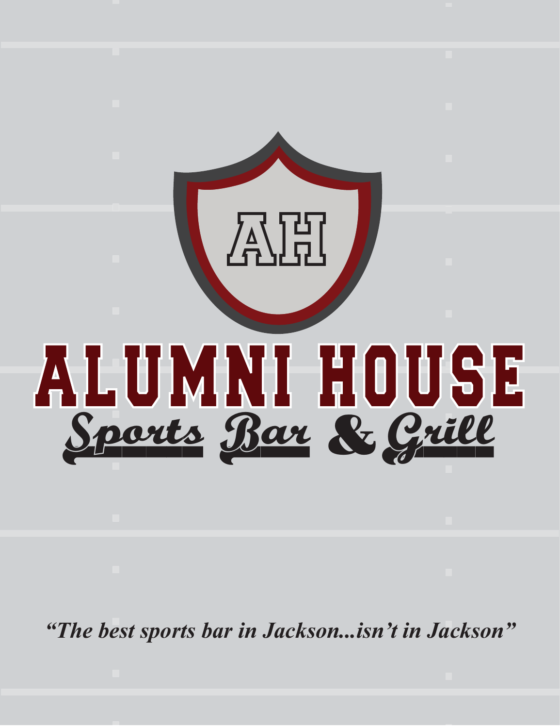AH

# ALUMNI HOUSE

## Sports Bar & Grill

*"The best sports bar in Jackson...isn't in Jackson"*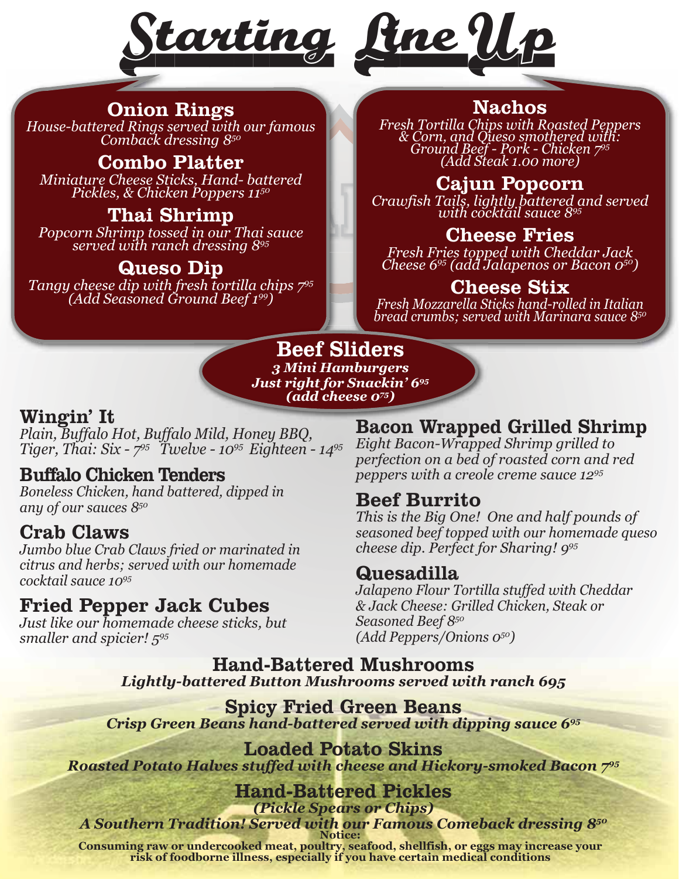# Starting Line Up

## Onion Rings
*House-battered Rings served with our famous Comback dressing 8⁵⁰*

## Combo Platter
*Miniature Cheese Sticks, Hand- battered Pickles, & Chicken Poppers 11⁵⁰*

## Thai Shrimp
*Popcorn Shrimp tossed in our Thai sauce served with ranch dressing 8⁹⁵*

## Queso Dip
*Tangy cheese dip with fresh tortilla chips 7⁹⁵ (Add Seasoned Ground Beef 1⁹⁹)*

## Nachos
*Fresh Tortilla Chips with Roasted Peppers & Corn, and Queso smothered with: Ground Beef - Pork - Chicken 7⁹⁵ (Add Steak 1.00 more)*

## Cajun Popcorn
*Crawfish Tails, lightly battered and served with cocktail sauce 8⁹⁵*

## Cheese Fries
*Fresh Fries topped with Cheddar Jack Cheese 6⁹⁵ (add Jalapenos or Bacon 0⁵⁰)*

## Cheese Stix
*Fresh Mozzarella Sticks hand-rolled in Italian bread crumbs; served with Marinara sauce 8⁵⁰*

## Beef Sliders
***3 Mini Hamburgers Just right for Snackin' 6⁹⁵ (add cheese 0⁷⁵)***

## Wingin' It
*Plain, Buffalo Hot, Buffalo Mild, Honey BBQ, Tiger, Thai: Six - 7⁹⁵ Twelve - 10⁹⁵ Eighteen - 14⁹⁵*

## Buffalo Chicken Tenders
*Boneless Chicken, hand battered, dipped in any of our sauces 8⁵⁰*

## Crab Claws
*Jumbo blue Crab Claws fried or marinated in citrus and herbs; served with our homemade cocktail sauce 10⁹⁵*

## Fried Pepper Jack Cubes
*Just like our homemade cheese sticks, but smaller and spicier! 5⁹⁵*

## Bacon Wrapped Grilled Shrimp
*Eight Bacon-Wrapped Shrimp grilled to perfection on a bed of roasted corn and red peppers with a creole creme sauce 12⁹⁵*

## Beef Burrito
*This is the Big One! One and half pounds of seasoned beef topped with our homemade queso cheese dip. Perfect for Sharing! 9⁹⁵*

## Quesadilla
*Jalapeno Flour Tortilla stuffed with Cheddar & Jack Cheese: Grilled Chicken, Steak or Seasoned Beef 8⁵⁰ (Add Peppers/Onions 0⁵⁰)*

## Hand-Battered Mushrooms
***Lightly-battered Button Mushrooms served with ranch 695***

## Spicy Fried Green Beans
***Crisp Green Beans hand-battered served with dipping sauce 6⁹⁵***

## Loaded Potato Skins
***Roasted Potato Halves stuffed with cheese and Hickory-smoked Bacon 7⁹⁵***

## Hand-Battered Pickles
***(Pickle Spears or Chips)***

***A Southern Tradition! Served with our Famous Comeback dressing 8⁵⁰***

**Notice:**
**Consuming raw or undercooked meat, poultry, seafood, shellfish, or eggs may increase your risk of foodborne illness, especially if you have certain medical conditions**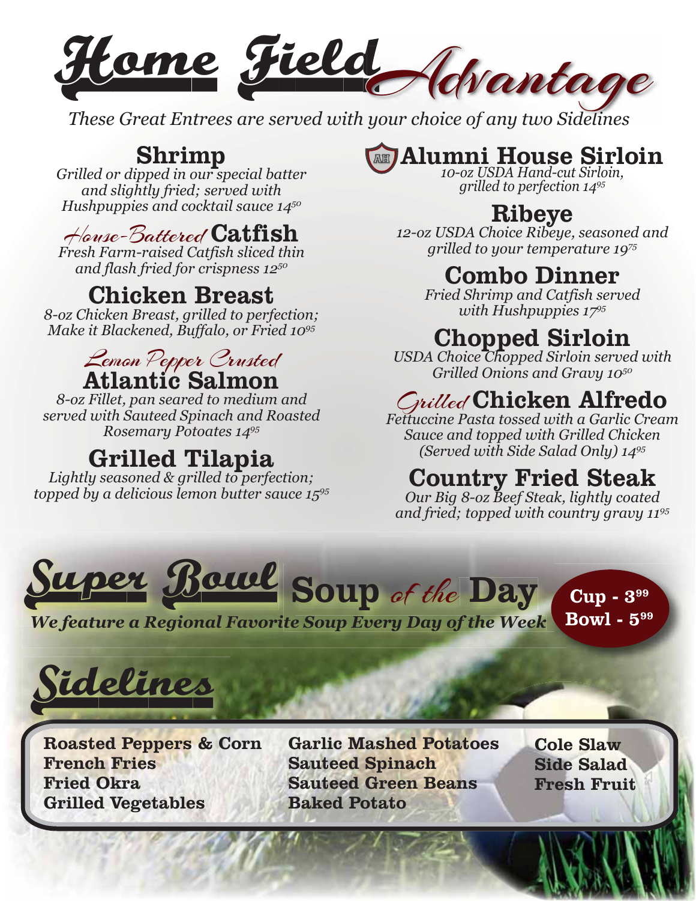# Home Field Advantage

*These Great Entrees are served with your choice of any two Sidelines*

## Shrimp

*Grilled or dipped in our special batter and slightly fried; served with Hushpuppies and cocktail sauce 14[50]*

## House-Battered Catfish

*Fresh Farm-raised Catfish sliced thin and flash fried for crispness 12[50]*

## Chicken Breast

*8-oz Chicken Breast, grilled to perfection; Make it Blackened, Buffalo, or Fried 10[95]*

## Lemon Pepper Crusted Atlantic Salmon

*8-oz Fillet, pan seared to medium and served with Sauteed Spinach and Roasted Rosemary Potoates 14[95]*

## Grilled Tilapia

*Lightly seasoned & grilled to perfection; topped by a delicious lemon butter sauce 15[95]*

## Alumni House Sirloin

*10-oz USDA Hand-cut Sirloin, grilled to perfection 14[95]*

## Ribeye

*12-oz USDA Choice Ribeye, seasoned and grilled to your temperature 19[75]*

## Combo Dinner

*Fried Shrimp and Catfish served with Hushpuppies 17[95]*

## Chopped Sirloin

*USDA Choice Chopped Sirloin served with Grilled Onions and Gravy 10[50]*

## Grilled Chicken Alfredo

*Fettuccine Pasta tossed with a Garlic Cream Sauce and topped with Grilled Chicken (Served with Side Salad Only) 14[95]*

## Country Fried Steak

*Our Big 8-oz Beef Steak, lightly coated and fried; topped with country gravy 11[95]*

# Super Bowl Soup of the Day

***We feature a Regional Favorite Soup Every Day of the Week***

**Cup - 3[99]**
**Bowl - 5[99]**

# Sidelines

**Roasted Peppers & Corn**
**French Fries**
**Fried Okra**
**Grilled Vegetables**
**Garlic Mashed Potatoes**
**Sauteed Spinach**
**Sauteed Green Beans**
**Baked Potato**
**Cole Slaw**
**Side Salad**
**Fresh Fruit**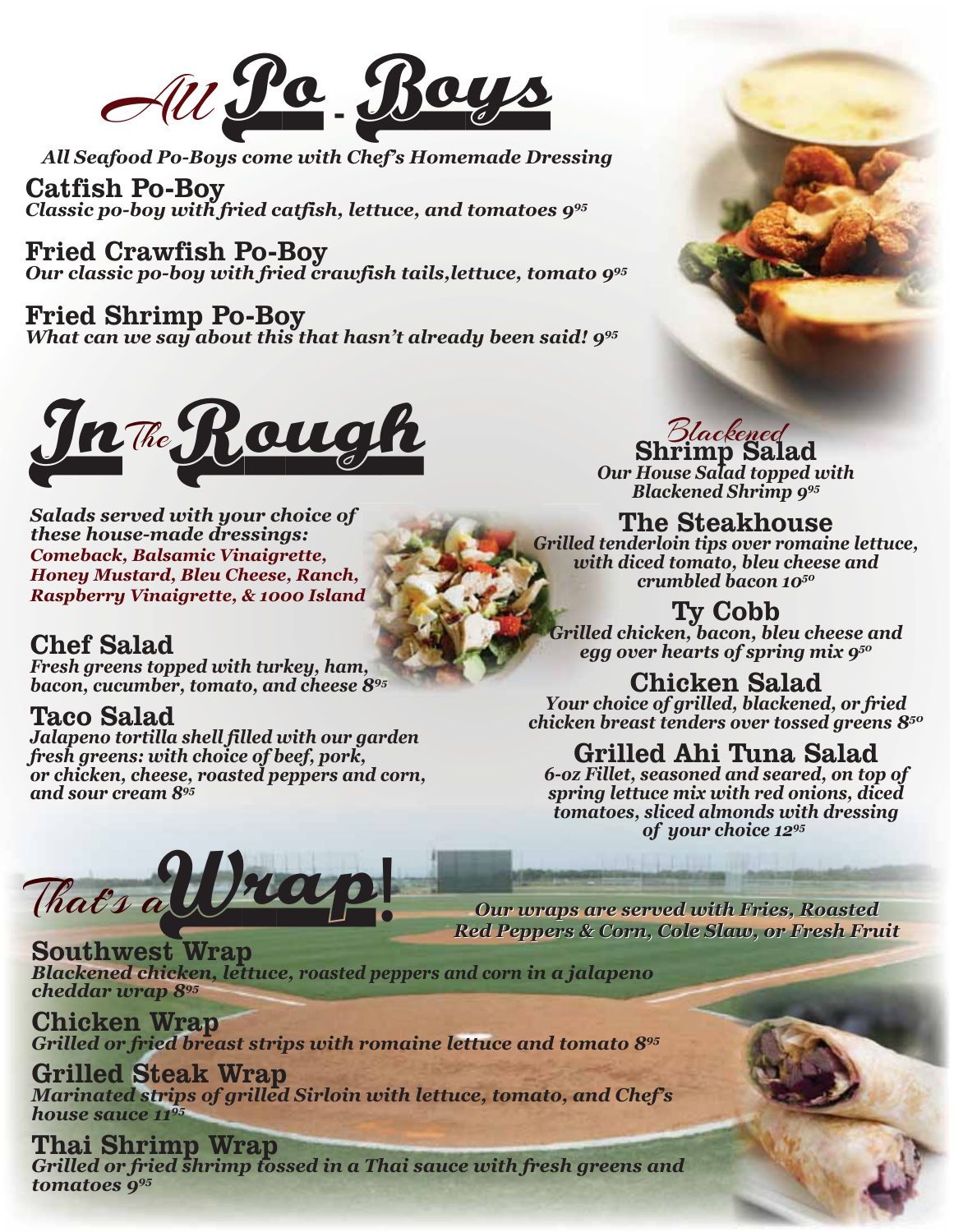# All Po-Boys

*All Seafood Po-Boys come with Chef's Homemade Dressing*

**Catfish Po-Boy**
*Classic po-boy with fried catfish, lettuce, and tomatoes 9⁹⁵*

**Fried Crawfish Po-Boy**
*Our classic po-boy with fried crawfish tails,lettuce, tomato 9⁹⁵*

**Fried Shrimp Po-Boy**
*What can we say about this that hasn't already been said! 9⁹⁵*

# In The Rough

*Salads served with your choice of these house-made dressings:*
*Comeback, Balsamic Vinaigrette, Honey Mustard, Bleu Cheese, Ranch, Raspberry Vinaigrette, & 1000 Island*

**Chef Salad**
*Fresh greens topped with turkey, ham, bacon, cucumber, tomato, and cheese 8⁹⁵*

**Taco Salad**
*Jalapeno tortilla shell filled with our garden fresh greens: with choice of beef, pork, or chicken, cheese, roasted peppers and corn, and sour cream 8⁹⁵*

**Blackened Shrimp Salad**
*Our House Salad topped with Blackened Shrimp 9⁹⁵*

**The Steakhouse**
*Grilled tenderloin tips over romaine lettuce, with diced tomato, bleu cheese and crumbled bacon 10⁵⁰*

**Ty Cobb**
*Grilled chicken, bacon, bleu cheese and egg over hearts of spring mix 9⁵⁰*

**Chicken Salad**
*Your choice of grilled, blackened, or fried chicken breast tenders over tossed greens 8⁵⁰*

**Grilled Ahi Tuna Salad**
*6-oz Fillet, seasoned and seared, on top of spring lettuce mix with red onions, diced tomatoes, sliced almonds with dressing of your choice 12⁹⁵*

# That's a Wrap!

*Our wraps are served with Fries, Roasted Red Peppers & Corn, Cole Slaw, or Fresh Fruit*

**Southwest Wrap**
*Blackened chicken, lettuce, roasted peppers and corn in a jalapeno cheddar wrap 8⁹⁵*

**Chicken Wrap**
*Grilled or fried breast strips with romaine lettuce and tomato 8⁹⁵*

**Grilled Steak Wrap**
*Marinated strips of grilled Sirloin with lettuce, tomato, and Chef's house sauce 11⁹⁵*

**Thai Shrimp Wrap**
*Grilled or fried shrimp tossed in a Thai sauce with fresh greens and tomatoes 9⁹⁵*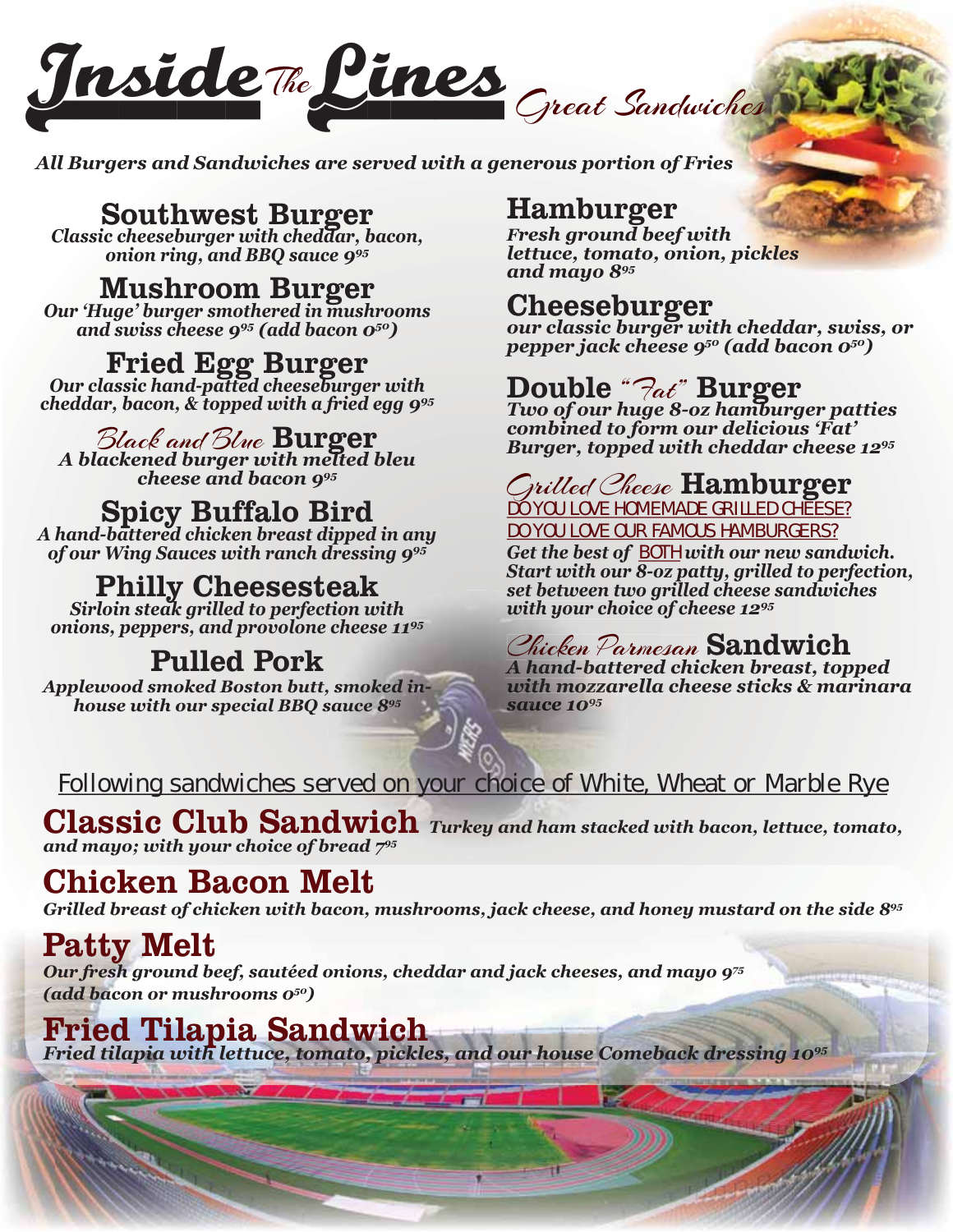# Inside The Lines

*Great Sandwiches*

***All Burgers and Sandwiches are served with a generous portion of Fries***

## Southwest Burger

***Classic cheeseburger with cheddar, bacon, onion ring, and BBQ sauce 9[95]***

## Mushroom Burger

***Our 'Huge' burger smothered in mushrooms and swiss cheese 9[95] (add bacon 0[50])***

## Fried Egg Burger

***Our classic hand-patted cheeseburger with cheddar, bacon, & topped with a fried egg 9[95]***

## Black and Blue Burger

***A blackened burger with melted bleu cheese and bacon 9[95]***

## Spicy Buffalo Bird

***A hand-battered chicken breast dipped in any of our Wing Sauces with ranch dressing 9[95]***

## Philly Cheesesteak

***Sirloin steak grilled to perfection with onions, peppers, and provolone cheese 11[95]***

## Pulled Pork

***Applewood smoked Boston butt, smoked in-house with our special BBQ sauce 8[95]***

## Hamburger

***Fresh ground beef with lettuce, tomato, onion, pickles and mayo 8[95]***

## Cheeseburger

***our classic burger with cheddar, swiss, or pepper jack cheese 9[50] (add bacon 0[50])***

## Double "Fat" Burger

***Two of our huge 8-oz hamburger patties combined to form our delicious 'Fat' Burger, topped with cheddar cheese 12[95]***

## Grilled Cheese Hamburger

DO YOU LOVE HOMEMADE GRILLED CHEESE?

DO YOU LOVE OUR FAMOUS HAMBURGERS?

***Get the best of BOTH with our new sandwich. Start with our 8-oz patty, grilled to perfection, set between two grilled cheese sandwiches with your choice of cheese 12[95]***

## Chicken Parmesan Sandwich

***A hand-battered chicken breast, topped with mozzarella cheese sticks & marinara sauce 10[95]***

Following sandwiches served on your choice of White, Wheat or Marble Rye

## Classic Club Sandwich

***Turkey and ham stacked with bacon, lettuce, tomato, and mayo; with your choice of bread 7[95]***

## Chicken Bacon Melt

***Grilled breast of chicken with bacon, mushrooms, jack cheese, and honey mustard on the side 8[95]***

## Patty Melt

***Our fresh ground beef, sautéed onions, cheddar and jack cheeses, and mayo 9[75] (add bacon or mushrooms 0[50])***

## Fried Tilapia Sandwich

***Fried tilapia with lettuce, tomato, pickles, and our house Comeback dressing 10[95]***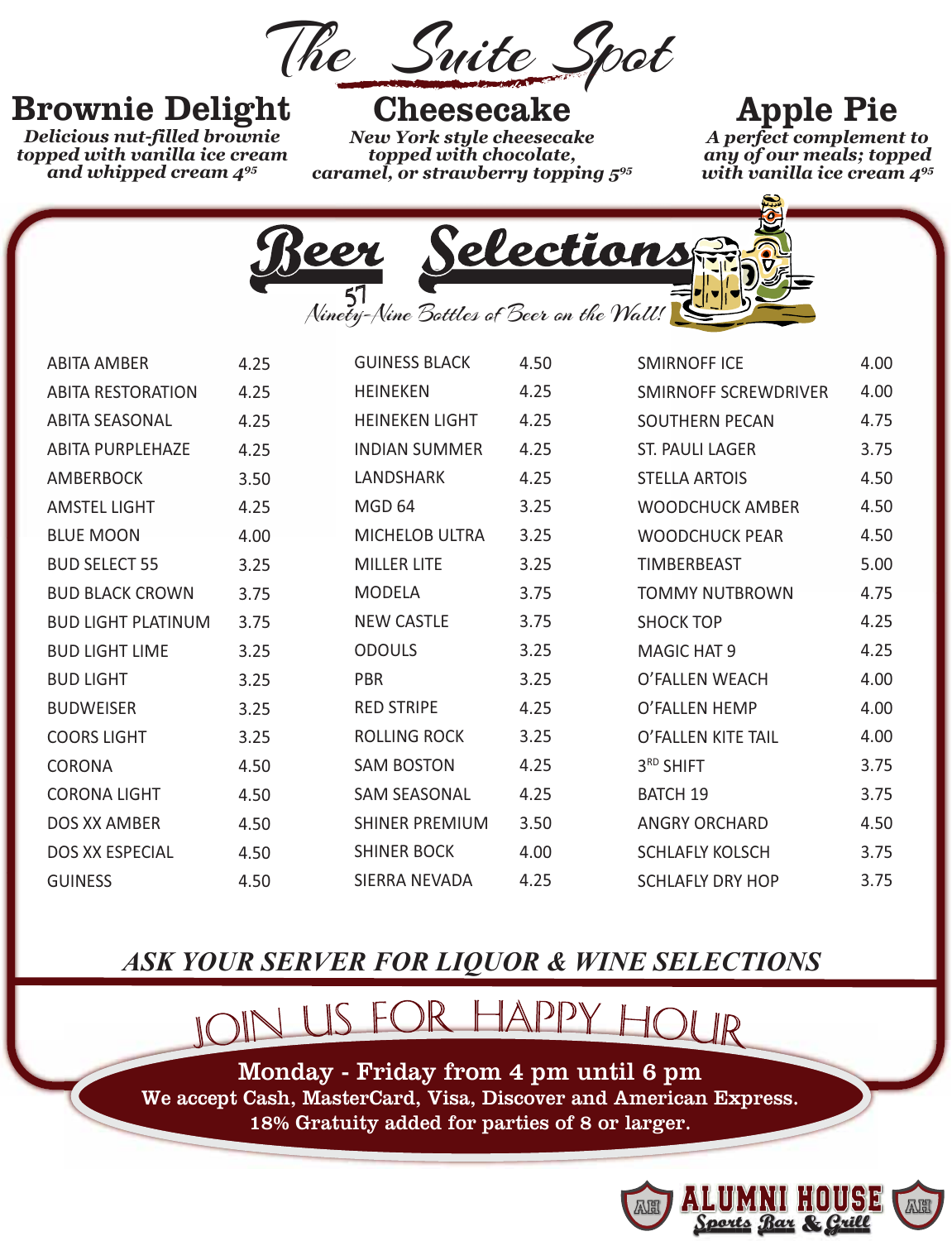# The Suite Spot

## Brownie Delight

*Delicious nut-filled brownie topped with vanilla ice cream and whipped cream 4[95]*

## Cheesecake

*New York style cheesecake topped with chocolate, caramel, or strawberry topping 5[95]*

## Apple Pie

*A perfect complement to any of our meals; topped with vanilla ice cream 4[95]*

# Beer Selections

*57 Ninety-Nine Bottles of Beer on the Wall!*

| | | | | | |
|---|---|---|---|---|---|
| ABITA AMBER | 4.25 | GUINESS BLACK | 4.50 | SMIRNOFF ICE | 4.00 |
| ABITA RESTORATION | 4.25 | HEINEKEN | 4.25 | SMIRNOFF SCREWDRIVER | 4.00 |
| ABITA SEASONAL | 4.25 | HEINEKEN LIGHT | 4.25 | SOUTHERN PECAN | 4.75 |
| ABITA PURPLEHAZE | 4.25 | INDIAN SUMMER | 4.25 | ST. PAULI LAGER | 3.75 |
| AMBERBOCK | 3.50 | LANDSHARK | 4.25 | STELLA ARTOIS | 4.50 |
| AMSTEL LIGHT | 4.25 | MGD 64 | 3.25 | WOODCHUCK AMBER | 4.50 |
| BLUE MOON | 4.00 | MICHELOB ULTRA | 3.25 | WOODCHUCK PEAR | 4.50 |
| BUD SELECT 55 | 3.25 | MILLER LITE | 3.25 | TIMBERBEAST | 5.00 |
| BUD BLACK CROWN | 3.75 | MODELA | 3.75 | TOMMY NUTBROWN | 4.75 |
| BUD LIGHT PLATINUM | 3.75 | NEW CASTLE | 3.75 | SHOCK TOP | 4.25 |
| BUD LIGHT LIME | 3.25 | ODOULS | 3.25 | MAGIC HAT 9 | 4.25 |
| BUD LIGHT | 3.25 | PBR | 3.25 | O'FALLEN WEACH | 4.00 |
| BUDWEISER | 3.25 | RED STRIPE | 4.25 | O'FALLEN HEMP | 4.00 |
| COORS LIGHT | 3.25 | ROLLING ROCK | 3.25 | O'FALLEN KITE TAIL | 4.00 |
| CORONA | 4.50 | SAM BOSTON | 4.25 | 3RD SHIFT | 3.75 |
| CORONA LIGHT | 4.50 | SAM SEASONAL | 4.25 | BATCH 19 | 3.75 |
| DOS XX AMBER | 4.50 | SHINER PREMIUM | 3.50 | ANGRY ORCHARD | 4.50 |
| DOS XX ESPECIAL | 4.50 | SHINER BOCK | 4.00 | SCHLAFLY KOLSCH | 3.75 |
| GUINESS | 4.50 | SIERRA NEVADA | 4.25 | SCHLAFLY DRY HOP | 3.75 |

*ASK YOUR SERVER FOR LIQUOR & WINE SELECTIONS*

## JOIN US FOR HAPPY HOUR

Monday - Friday from 4 pm until 6 pm

We accept Cash, MasterCard, Visa, Discover and American Express.

18% Gratuity added for parties of 8 or larger.

ALUMNI HOUSE Sports Bar & Grill